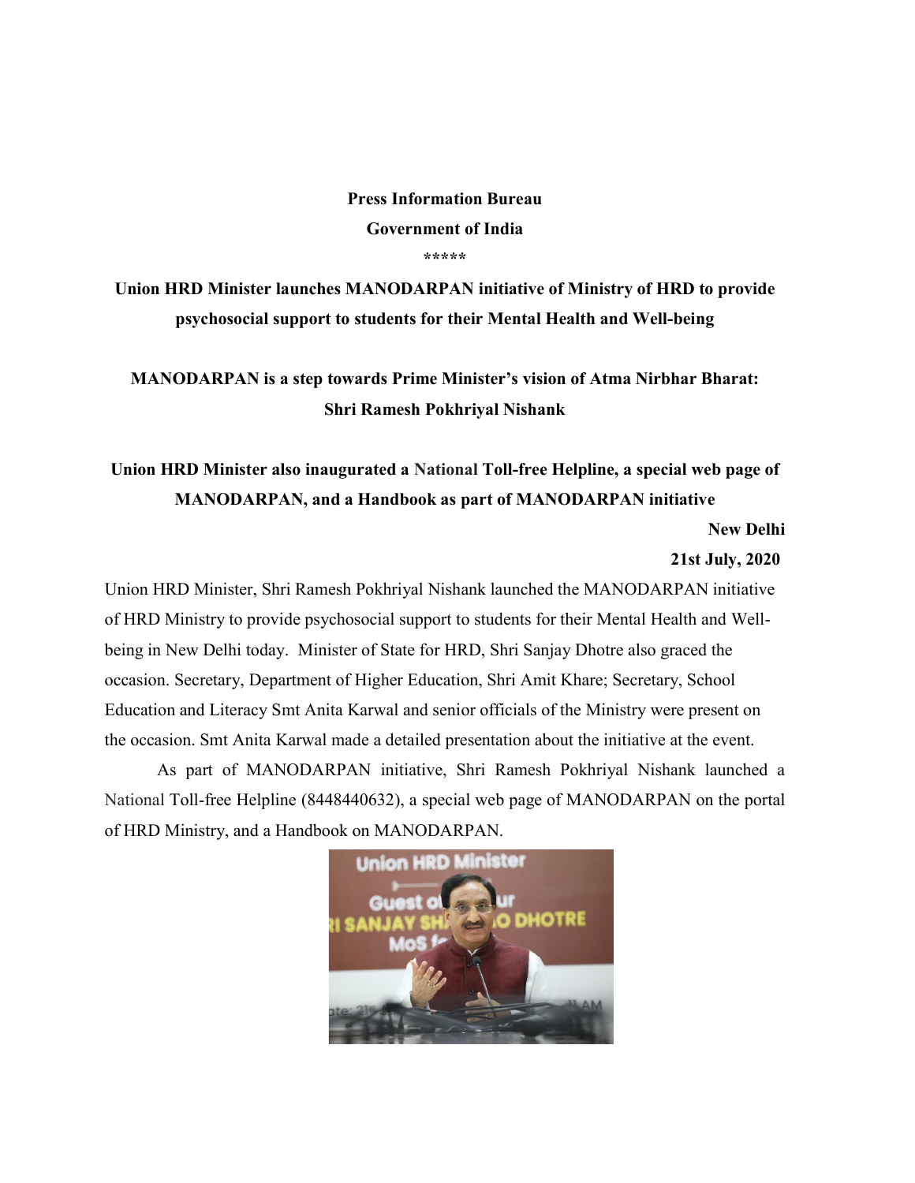**Press Information Bureau**

**Government of India**

*****

**Union HRD Minister launches MANODARPAN initiative of Ministry of HRD to provide psychosocial support to students for their Mental Health and Well-being**

**MANODARPAN is a step towards Prime Minister's vision of Atma Nirbhar Bharat: Shri Ramesh Pokhriyal Nishank**

**Union HRD Minister also inaugurated a National Toll-free Helpline, a special web page of MANODARPAN, and a Handbook as part of MANODARPAN initiative**

**New Delhi**

**21st July, 2020**

Union HRD Minister, Shri Ramesh Pokhriyal Nishank launched the MANODARPAN initiative of HRD Ministry to provide psychosocial support to students for their Mental Health and Well-being in New Delhi today. Minister of State for HRD, Shri Sanjay Dhotre also graced the occasion. Secretary, Department of Higher Education, Shri Amit Khare; Secretary, School Education and Literacy Smt Anita Karwal and senior officials of the Ministry were present on the occasion. Smt Anita Karwal made a detailed presentation about the initiative at the event.

As part of MANODARPAN initiative, Shri Ramesh Pokhriyal Nishank launched a National Toll-free Helpline (8448440632), a special web page of MANODARPAN on the portal of HRD Ministry, and a Handbook on MANODARPAN.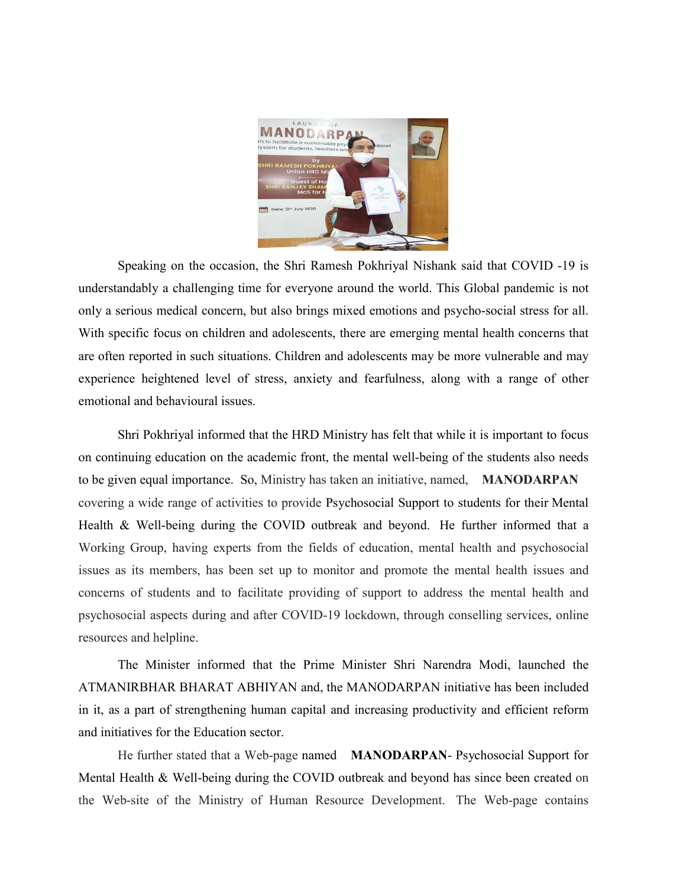Speaking on the occasion, the Shri Ramesh Pokhriyal Nishank said that COVID -19 is understandably a challenging time for everyone around the world. This Global pandemic is not only a serious medical concern, but also brings mixed emotions and psycho-social stress for all. With specific focus on children and adolescents, there are emerging mental health concerns that are often reported in such situations. Children and adolescents may be more vulnerable and may experience heightened level of stress, anxiety and fearfulness, along with a range of other emotional and behavioural issues.

Shri Pokhriyal informed that the HRD Ministry has felt that while it is important to focus on continuing education on the academic front, the mental well-being of the students also needs to be given equal importance. So, Ministry has taken an initiative, named, **MANODARPAN** covering a wide range of activities to provide Psychosocial Support to students for their Mental Health & Well-being during the COVID outbreak and beyond. He further informed that a Working Group, having experts from the fields of education, mental health and psychosocial issues as its members, has been set up to monitor and promote the mental health issues and concerns of students and to facilitate providing of support to address the mental health and psychosocial aspects during and after COVID-19 lockdown, through conselling services, online resources and helpline.

The Minister informed that the Prime Minister Shri Narendra Modi, launched the ATMANIRBHAR BHARAT ABHIYAN and, the MANODARPAN initiative has been included in it, as a part of strengthening human capital and increasing productivity and efficient reform and initiatives for the Education sector.

He further stated that a Web-page named **MANODARPAN**- Psychosocial Support for Mental Health & Well-being during the COVID outbreak and beyond has since been created on the Web-site of the Ministry of Human Resource Development. The Web-page contains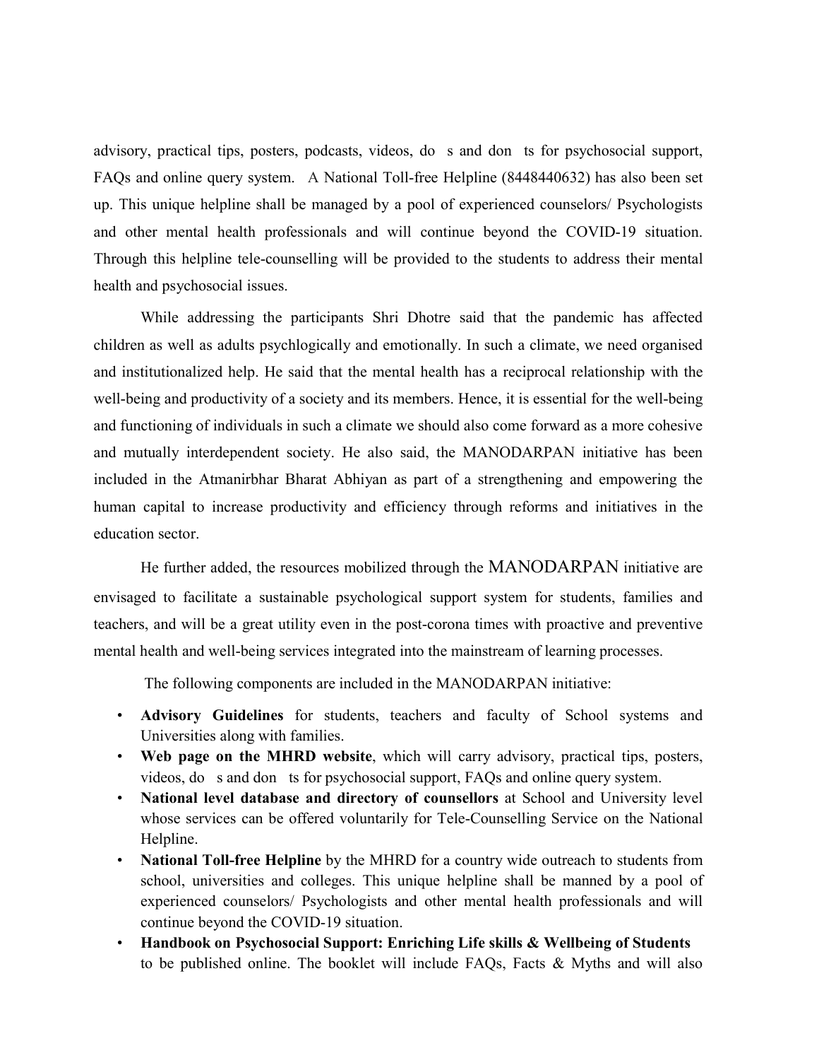advisory, practical tips, posters, podcasts, videos, do s and don ts for psychosocial support, FAQs and online query system. A National Toll-free Helpline (8448440632) has also been set up. This unique helpline shall be managed by a pool of experienced counselors/ Psychologists and other mental health professionals and will continue beyond the COVID-19 situation. Through this helpline tele-counselling will be provided to the students to address their mental health and psychosocial issues.

While addressing the participants Shri Dhotre said that the pandemic has affected children as well as adults psychlogically and emotionally. In such a climate, we need organised and institutionalized help. He said that the mental health has a reciprocal relationship with the well-being and productivity of a society and its members. Hence, it is essential for the well-being and functioning of individuals in such a climate we should also come forward as a more cohesive and mutually interdependent society. He also said, the MANODARPAN initiative has been included in the Atmanirbhar Bharat Abhiyan as part of a strengthening and empowering the human capital to increase productivity and efficiency through reforms and initiatives in the education sector.

He further added, the resources mobilized through the MANODARPAN initiative are envisaged to facilitate a sustainable psychological support system for students, families and teachers, and will be a great utility even in the post-corona times with proactive and preventive mental health and well-being services integrated into the mainstream of learning processes.

The following components are included in the MANODARPAN initiative:

- **Advisory Guidelines** for students, teachers and faculty of School systems and Universities along with families.
- **Web page on the MHRD website**, which will carry advisory, practical tips, posters, videos, do s and don ts for psychosocial support, FAQs and online query system.
- **National level database and directory of counsellors** at School and University level whose services can be offered voluntarily for Tele-Counselling Service on the National Helpline.
- **National Toll-free Helpline** by the MHRD for a country wide outreach to students from school, universities and colleges. This unique helpline shall be manned by a pool of experienced counselors/ Psychologists and other mental health professionals and will continue beyond the COVID-19 situation.
- **Handbook on Psychosocial Support: Enriching Life skills & Wellbeing of Students** to be published online. The booklet will include FAQs, Facts & Myths and will also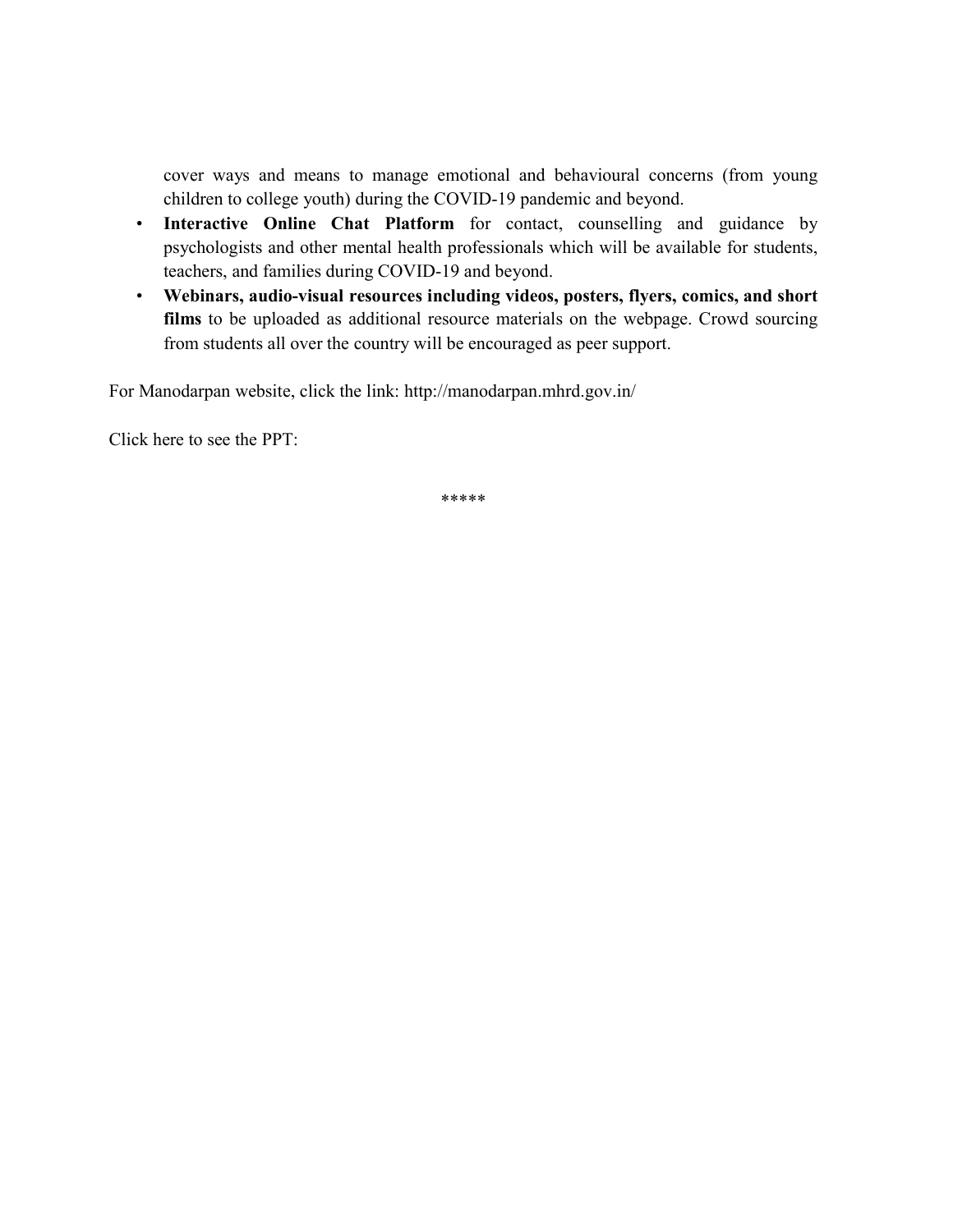cover ways and means to manage emotional and behavioural concerns (from young children to college youth) during the COVID-19 pandemic and beyond.

- **Interactive Online Chat Platform** for contact, counselling and guidance by psychologists and other mental health professionals which will be available for students, teachers, and families during COVID-19 and beyond.
- **Webinars, audio-visual resources including videos, posters, flyers, comics, and short films** to be uploaded as additional resource materials on the webpage. Crowd sourcing from students all over the country will be encouraged as peer support.

For Manodarpan website, click the link: http://manodarpan.mhrd.gov.in/

Click here to see the PPT:

*****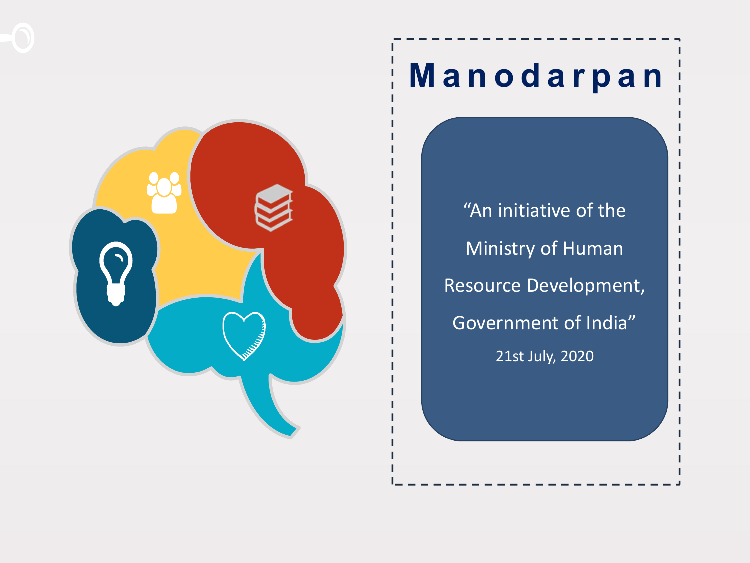# Manodarpan

“An initiative of the Ministry of Human Resource Development, Government of India”

21st July, 2020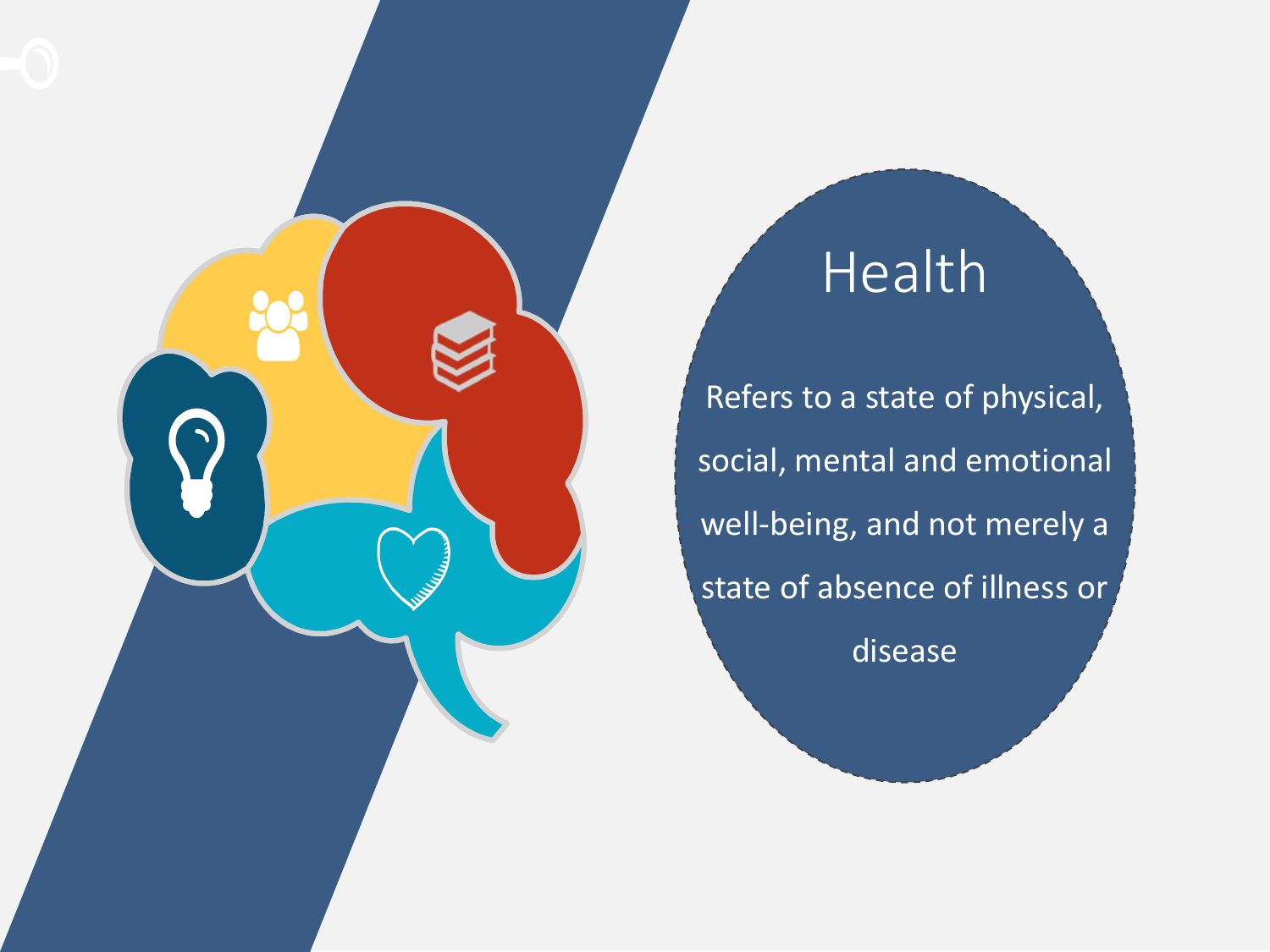# Health

Refers to a state of physical, social, mental and emotional well-being, and not merely a state of absence of illness or disease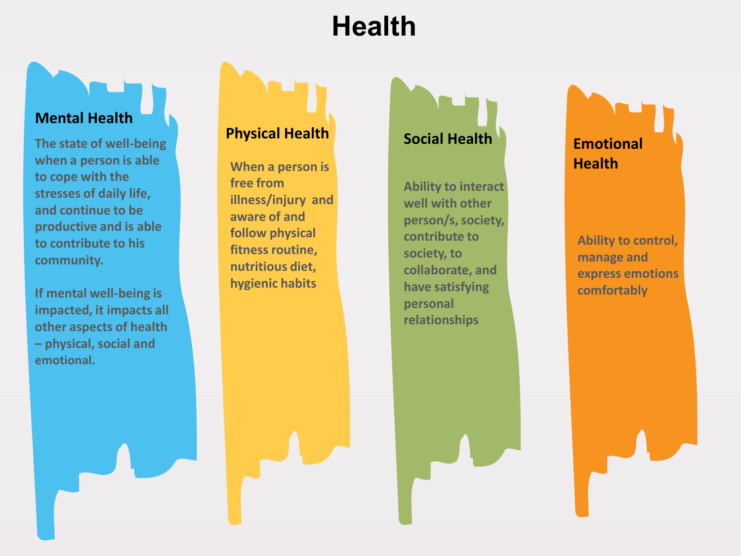# Health

## Mental Health

The state of well-being when a person is able to cope with the stresses of daily life, and continue to be productive and is able to contribute to his community.

If mental well-being is impacted, it impacts all other aspects of health – physical, social and emotional.

## Physical Health

When a person is free from illness/injury and aware of and follow physical fitness routine, nutritious diet, hygienic habits

## Social Health

Ability to interact well with other person/s, society, contribute to society, to collaborate, and have satisfying personal relationships

## Emotional Health

Ability to control, manage and express emotions comfortably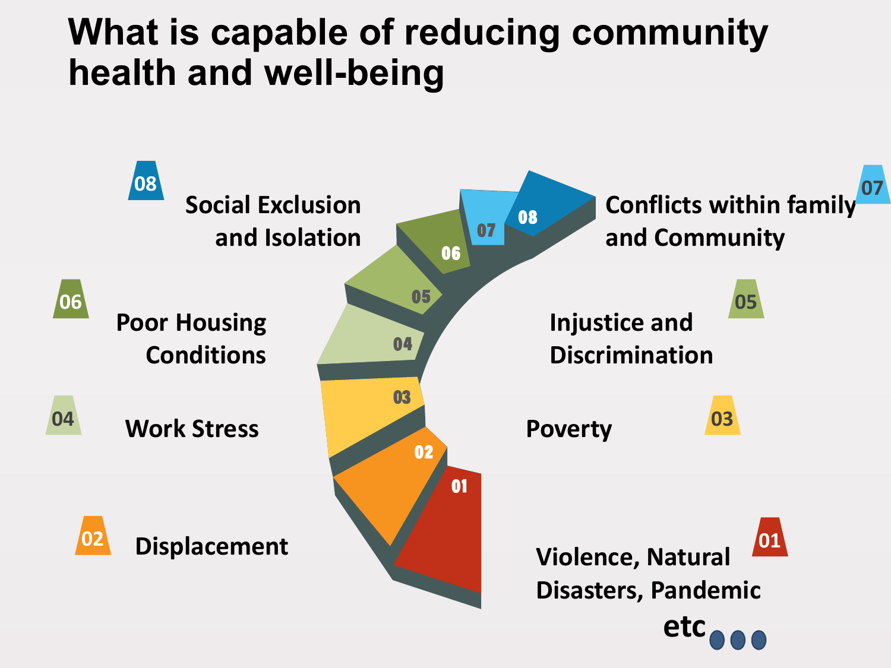# What is capable of reducing community health and well-being

01. Violence, Natural Disasters, Pandemic
02. Displacement
03. Poverty
04. Work Stress
05. Injustice and Discrimination
06. Poor Housing Conditions
07. Conflicts within family and Community
08. Social Exclusion and Isolation

etc…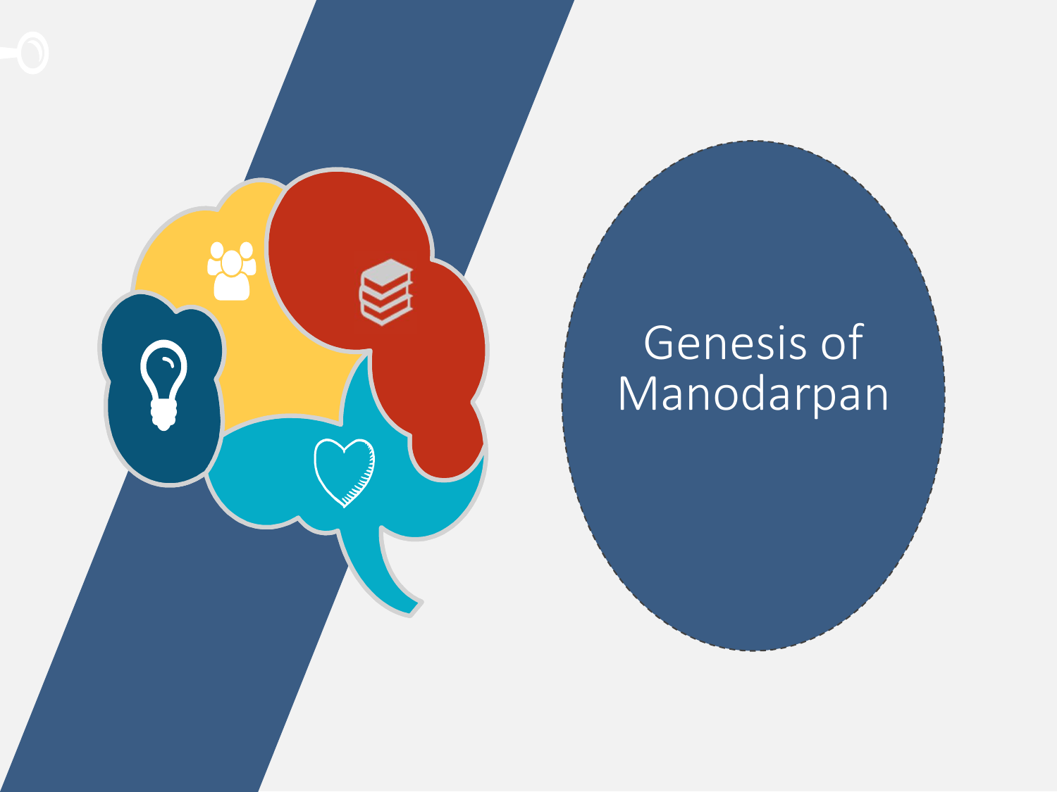# Genesis of Manodarpan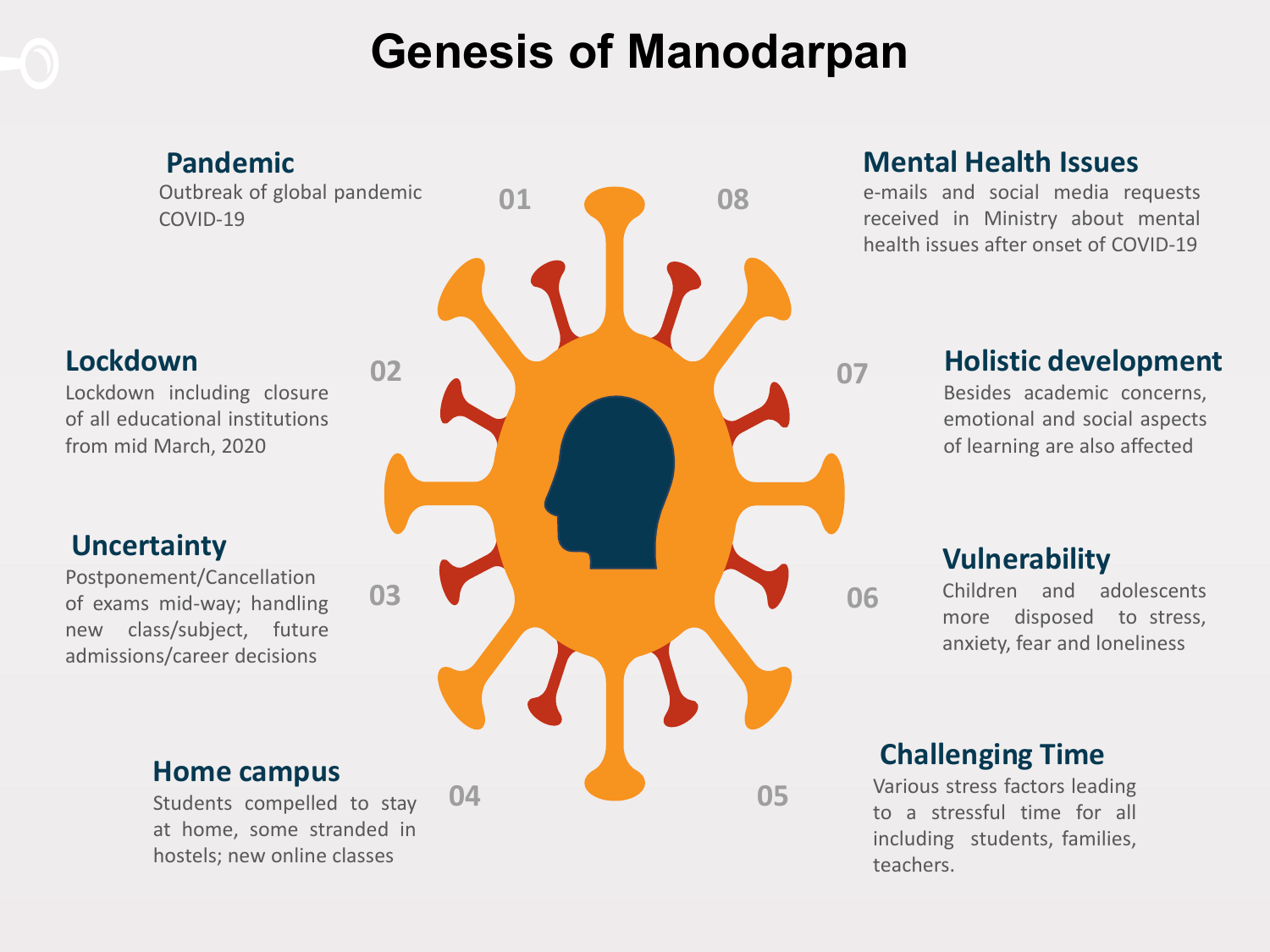# Genesis of Manodarpan

**01 Pandemic**
Outbreak of global pandemic COVID-19

**02 Lockdown**
Lockdown including closure of all educational institutions from mid March, 2020

**03 Uncertainty**
Postponement/Cancellation of exams mid-way; handling new class/subject, future admissions/career decisions

**04 Home campus**
Students compelled to stay at home, some stranded in hostels; new online classes

**05 Challenging Time**
Various stress factors leading to a stressful time for all including students, families, teachers.

**06 Vulnerability**
Children and adolescents more disposed to stress, anxiety, fear and loneliness

**07 Holistic development**
Besides academic concerns, emotional and social aspects of learning are also affected

**08 Mental Health Issues**
e-mails and social media requests received in Ministry about mental health issues after onset of COVID-19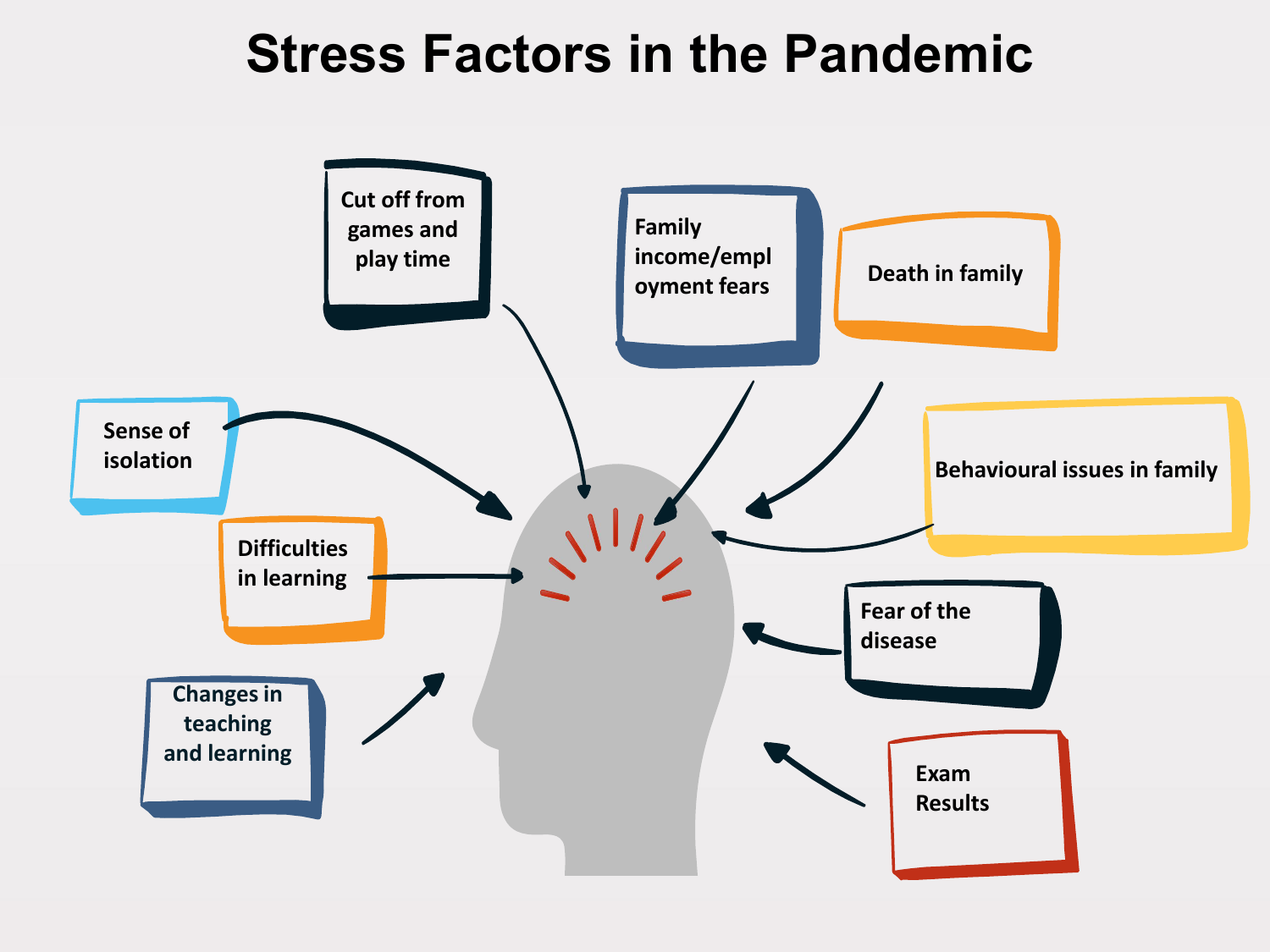# Stress Factors in the Pandemic

- Cut off from games and play time
- Family income/employment fears
- Death in family
- Sense of isolation
- Behavioural issues in family
- Difficulties in learning
- Fear of the disease
- Changes in teaching and learning
- Exam Results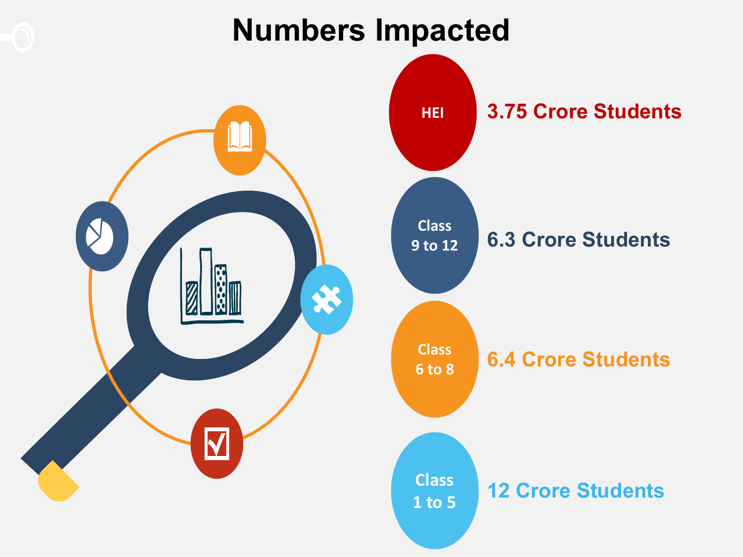# Numbers Impacted

- **HEI**: 3.75 Crore Students
- **Class 9 to 12**: 6.3 Crore Students
- **Class 6 to 8**: 6.4 Crore Students
- **Class 1 to 5**: 12 Crore Students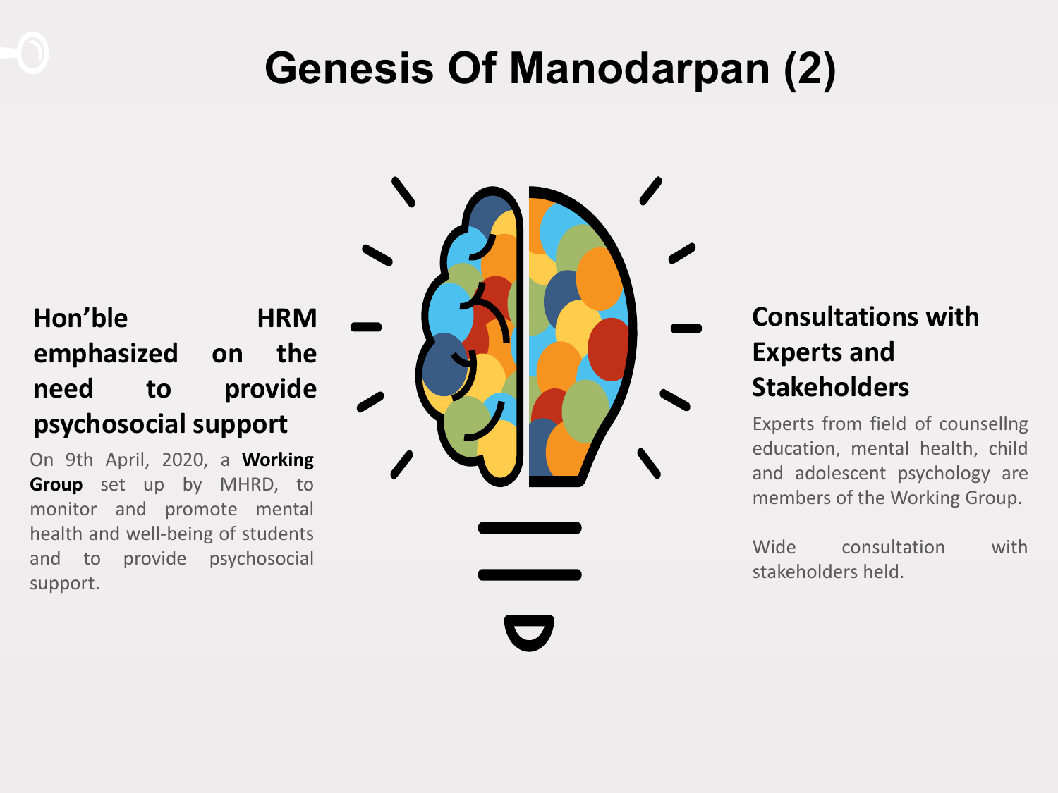# Genesis Of Manodarpan (2)

## Hon'ble HRM emphasized on the need to provide psychosocial support

On 9th April, 2020, a **Working Group** set up by MHRD, to monitor and promote mental health and well-being of students and to provide psychosocial support.

## Consultations with Experts and Stakeholders

Experts from field of counsellng education, mental health, child and adolescent psychology are members of the Working Group.

Wide consultation with stakeholders held.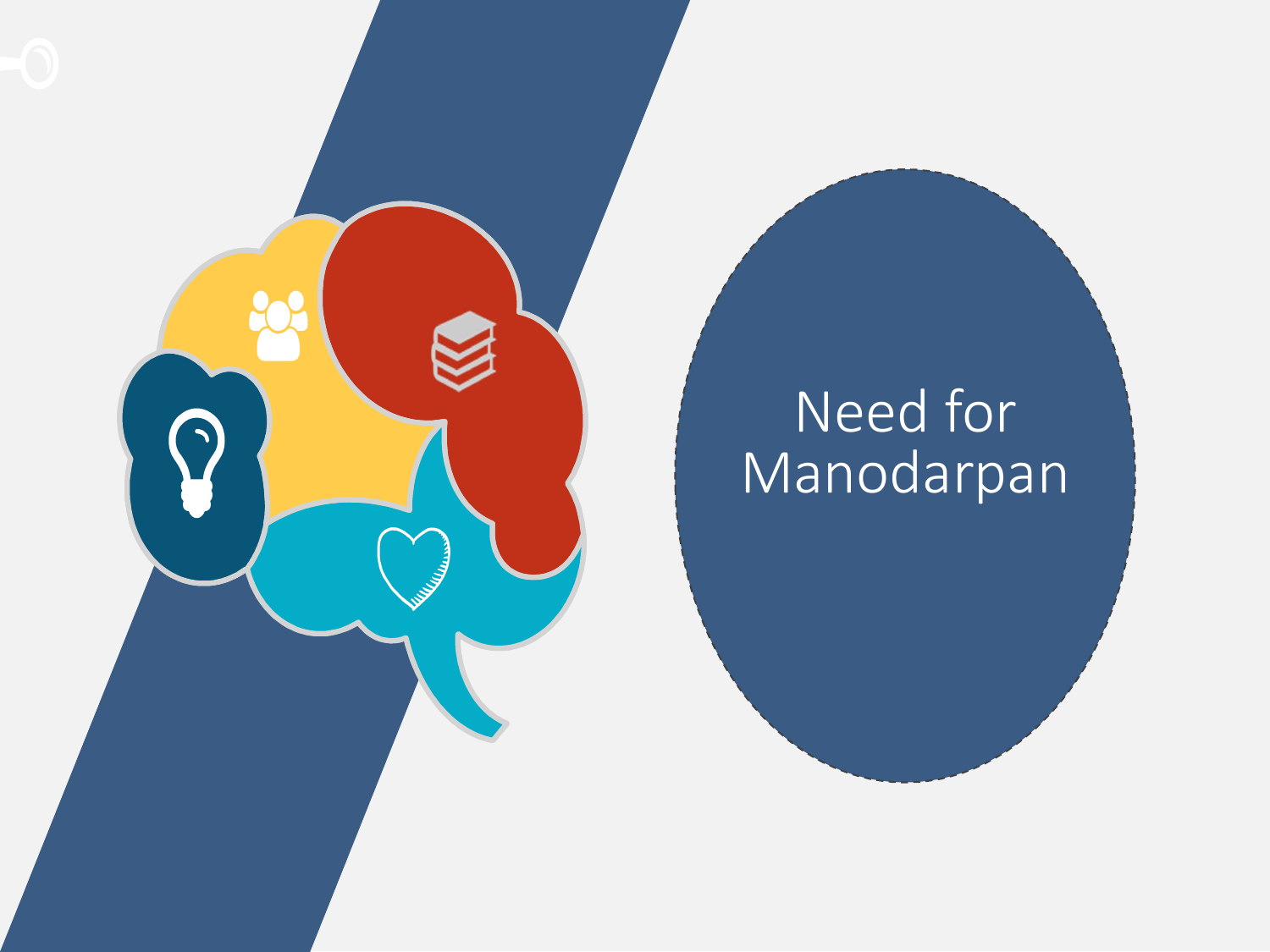# Need for Manodarpan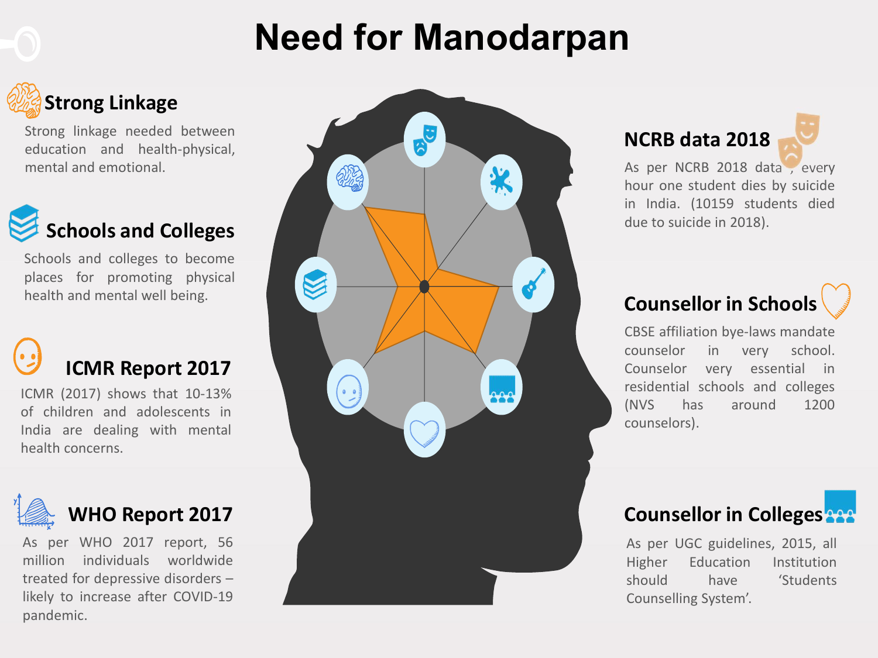# Need for Manodarpan

## Strong Linkage

Strong linkage needed between education and health-physical, mental and emotional.

## Schools and Colleges

Schools and colleges to become places for promoting physical health and mental well being.

## ICMR Report 2017

ICMR (2017) shows that 10-13% of children and adolescents in India are dealing with mental health concerns.

## WHO Report 2017

As per WHO 2017 report, 56 million individuals worldwide treated for depressive disorders – likely to increase after COVID-19 pandemic.

## NCRB data 2018

As per NCRB 2018 data , every hour one student dies by suicide in India. (10159 students died due to suicide in 2018).

## Counsellor in Schools

CBSE affiliation bye-laws mandate counselor in very school. Counselor very essential in residential schools and colleges (NVS has around 1200 counselors).

## Counsellor in Colleges

As per UGC guidelines, 2015, all Higher Education Institution should have 'Students Counselling System'.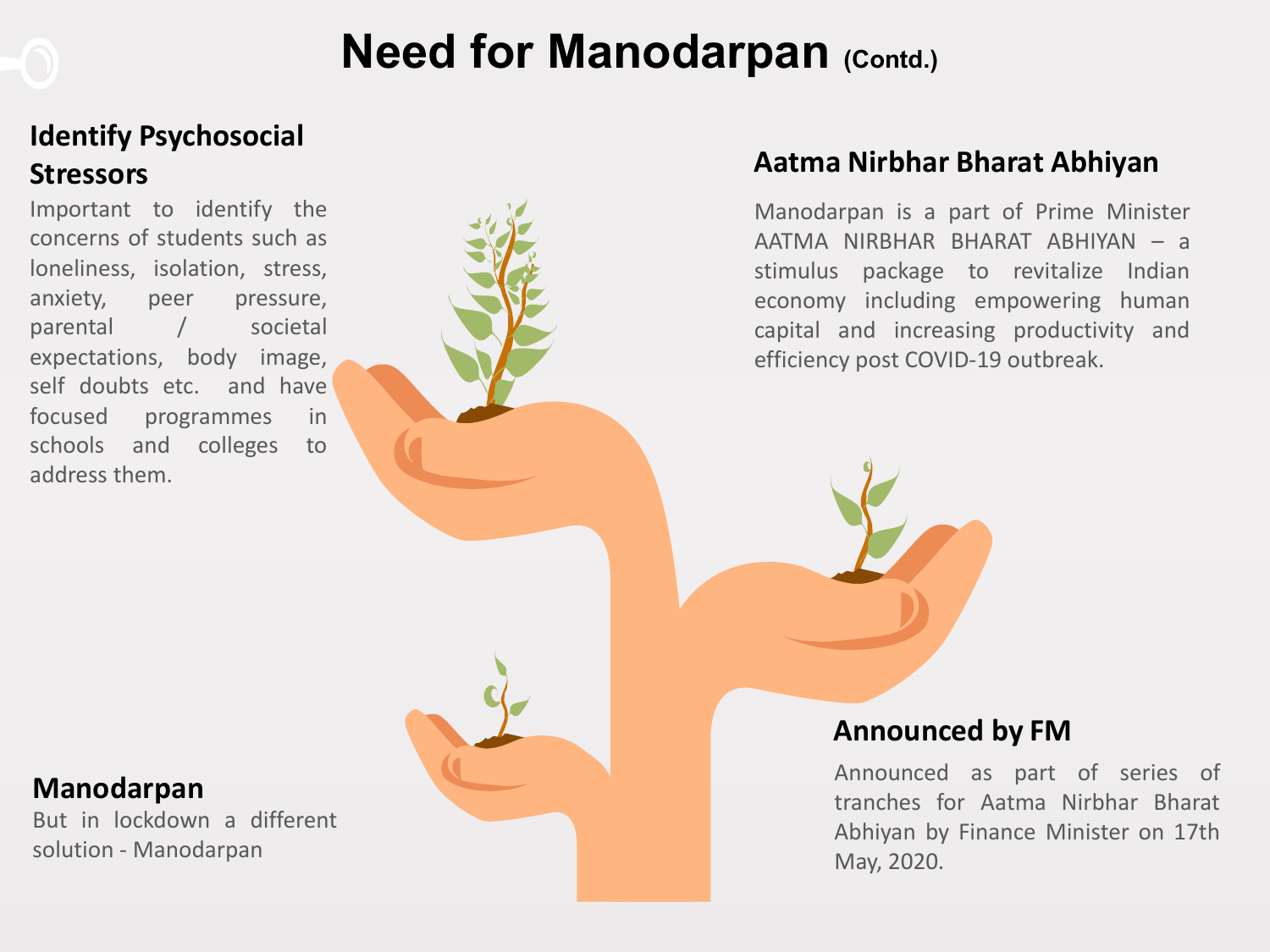# Need for Manodarpan (Contd.)

## Identify Psychosocial Stressors

Important to identify the concerns of students such as loneliness, isolation, stress, anxiety, peer pressure, parental / societal expectations, body image, self doubts etc. and have focused programmes in schools and colleges to address them.

## Aatma Nirbhar Bharat Abhiyan

Manodarpan is a part of Prime Minister AATMA NIRBHAR BHARAT ABHIYAN – a stimulus package to revitalize Indian economy including empowering human capital and increasing productivity and efficiency post COVID-19 outbreak.

## Manodarpan

But in lockdown a different solution - Manodarpan

## Announced by FM

Announced as part of series of tranches for Aatma Nirbhar Bharat Abhiyan by Finance Minister on 17th May, 2020.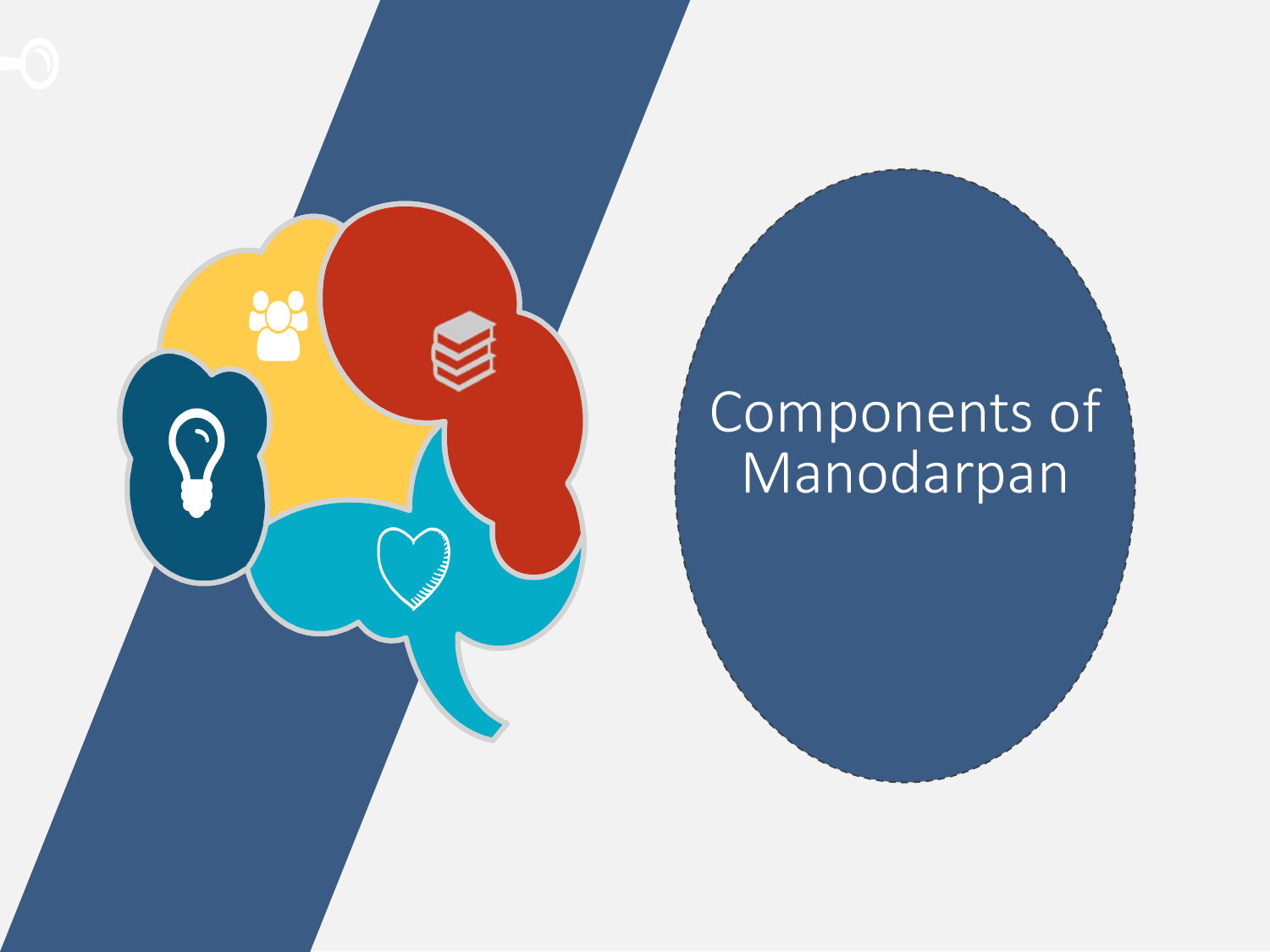# Components of Manodarpan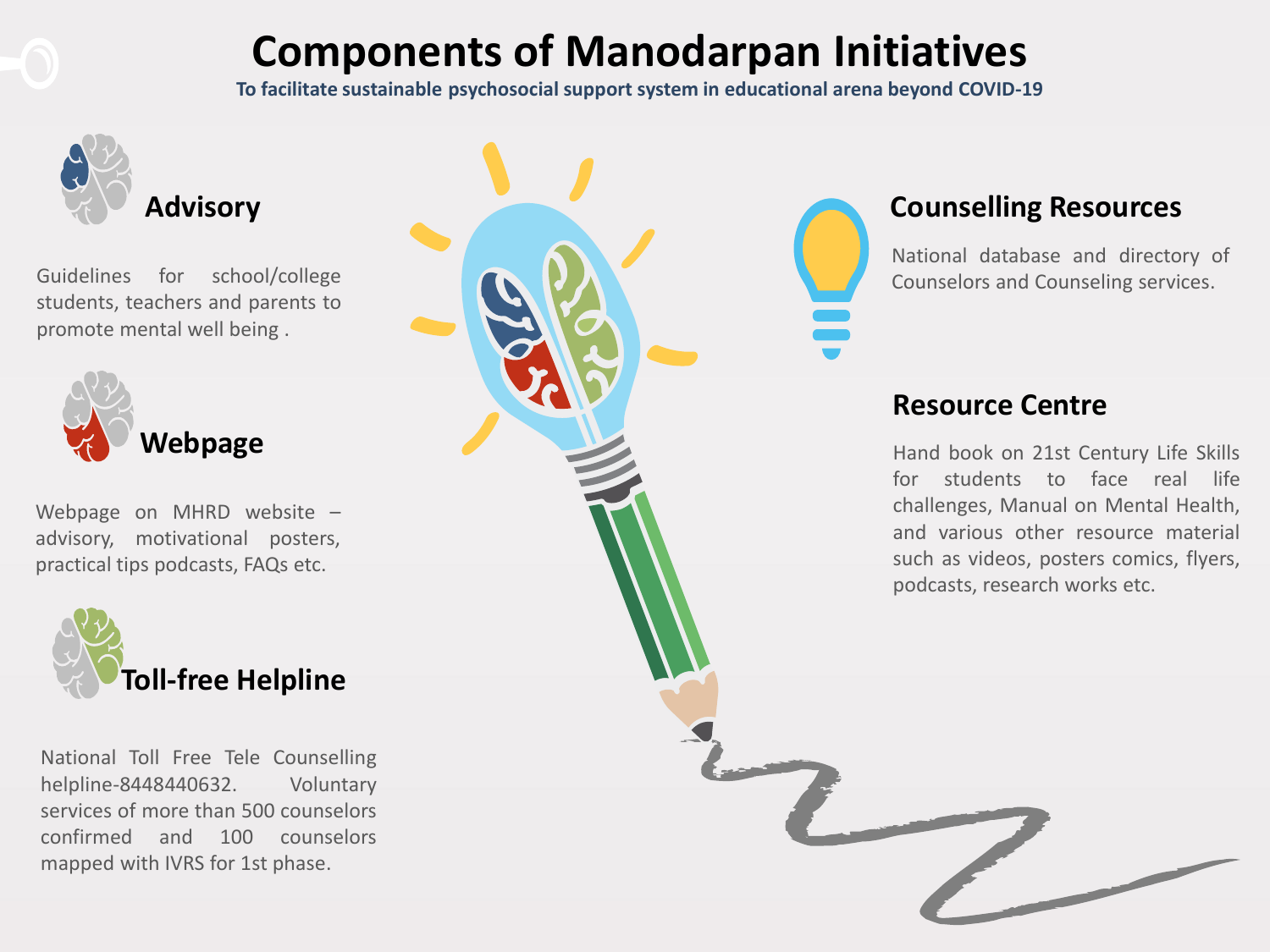# Components of Manodarpan Initiatives

**To facilitate sustainable psychosocial support system in educational arena beyond COVID-19**

## Advisory

Guidelines for school/college students, teachers and parents to promote mental well being .

## Webpage

Webpage on MHRD website – advisory, motivational posters, practical tips podcasts, FAQs etc.

## Toll-free Helpline

National Toll Free Tele Counselling helpline-8448440632. Voluntary services of more than 500 counselors confirmed and 100 counselors mapped with IVRS for 1st phase.

## Counselling Resources

National database and directory of Counselors and Counseling services.

## Resource Centre

Hand book on 21st Century Life Skills for students to face real life challenges, Manual on Mental Health, and various other resource material such as videos, posters comics, flyers, podcasts, research works etc.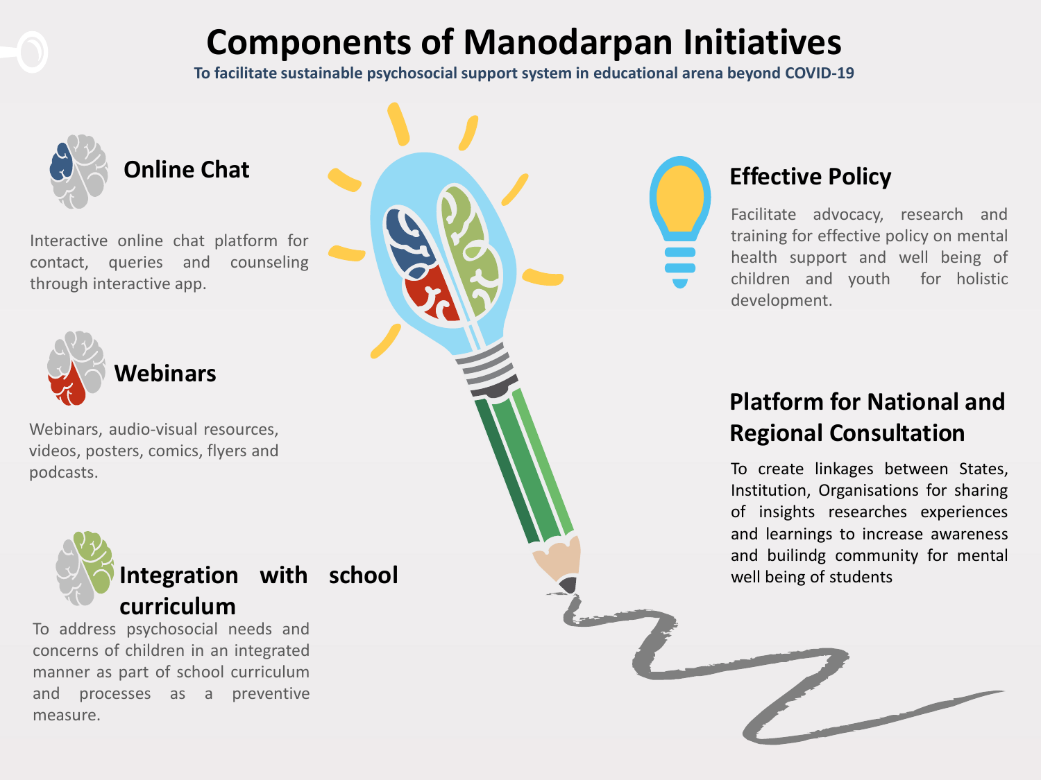# Components of Manodarpan Initiatives

**To facilitate sustainable psychosocial support system in educational arena beyond COVID-19**

## Online Chat

Interactive online chat platform for contact, queries and counseling through interactive app.

## Webinars

Webinars, audio-visual resources, videos, posters, comics, flyers and podcasts.

## Integration with school curriculum

To address psychosocial needs and concerns of children in an integrated manner as part of school curriculum and processes as a preventive measure.

## Effective Policy

Facilitate advocacy, research and training for effective policy on mental health support and well being of children and youth for holistic development.

## Platform for National and Regional Consultation

To create linkages between States, Institution, Organisations for sharing of insights researches experiences and learnings to increase awareness and builindg community for mental well being of students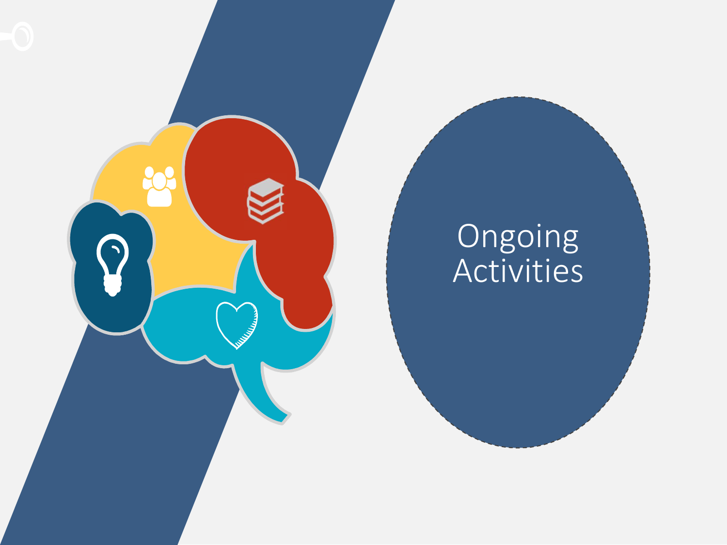# Ongoing Activities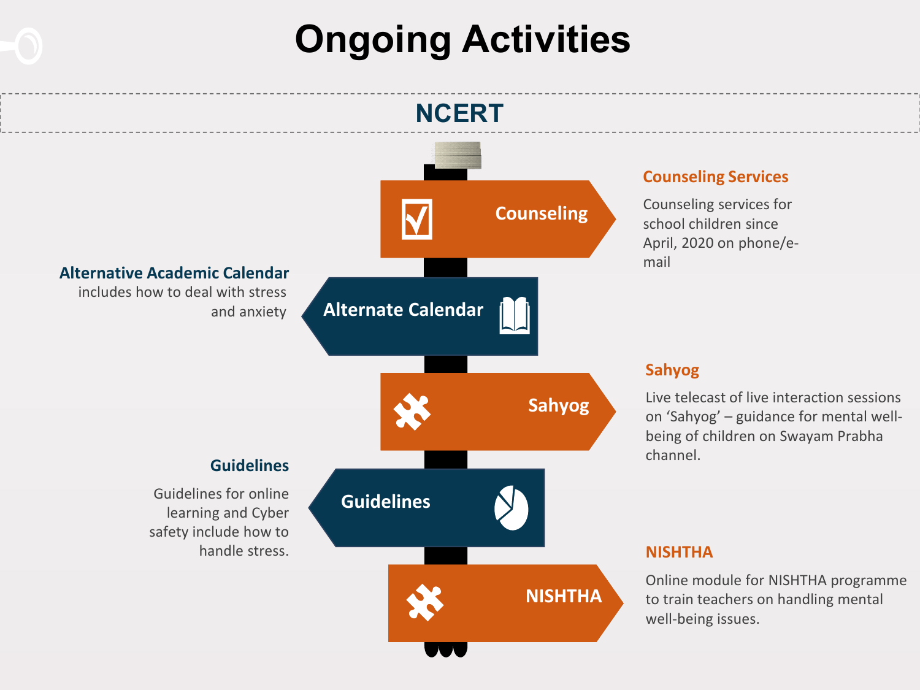# Ongoing Activities

## NCERT

**Counseling**

### Counseling Services

Counseling services for school children since April, 2020 on phone/e-mail

**Alternate Calendar**

### Alternative Academic Calendar

includes how to deal with stress and anxiety

**Sahyog**

### Sahyog

Live telecast of live interaction sessions on 'Sahyog' – guidance for mental well-being of children on Swayam Prabha channel.

**Guidelines**

### Guidelines

Guidelines for online learning and Cyber safety include how to handle stress.

**NISHTHA**

### NISHTHA

Online module for NISHTHA programme to train teachers on handling mental well-being issues.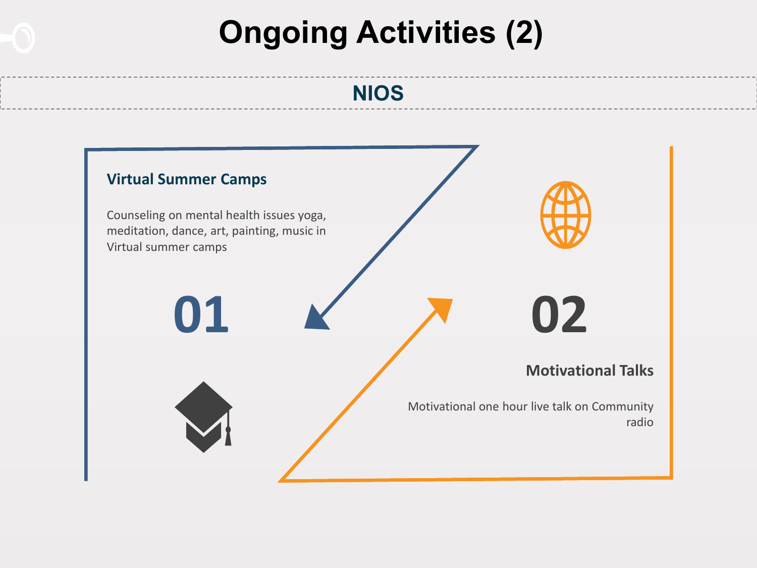# Ongoing Activities (2)

## NIOS

### Virtual Summer Camps

Counseling on mental health issues yoga, meditation, dance, art, painting, music in Virtual summer camps

01

02

### Motivational Talks

Motivational one hour live talk on Community radio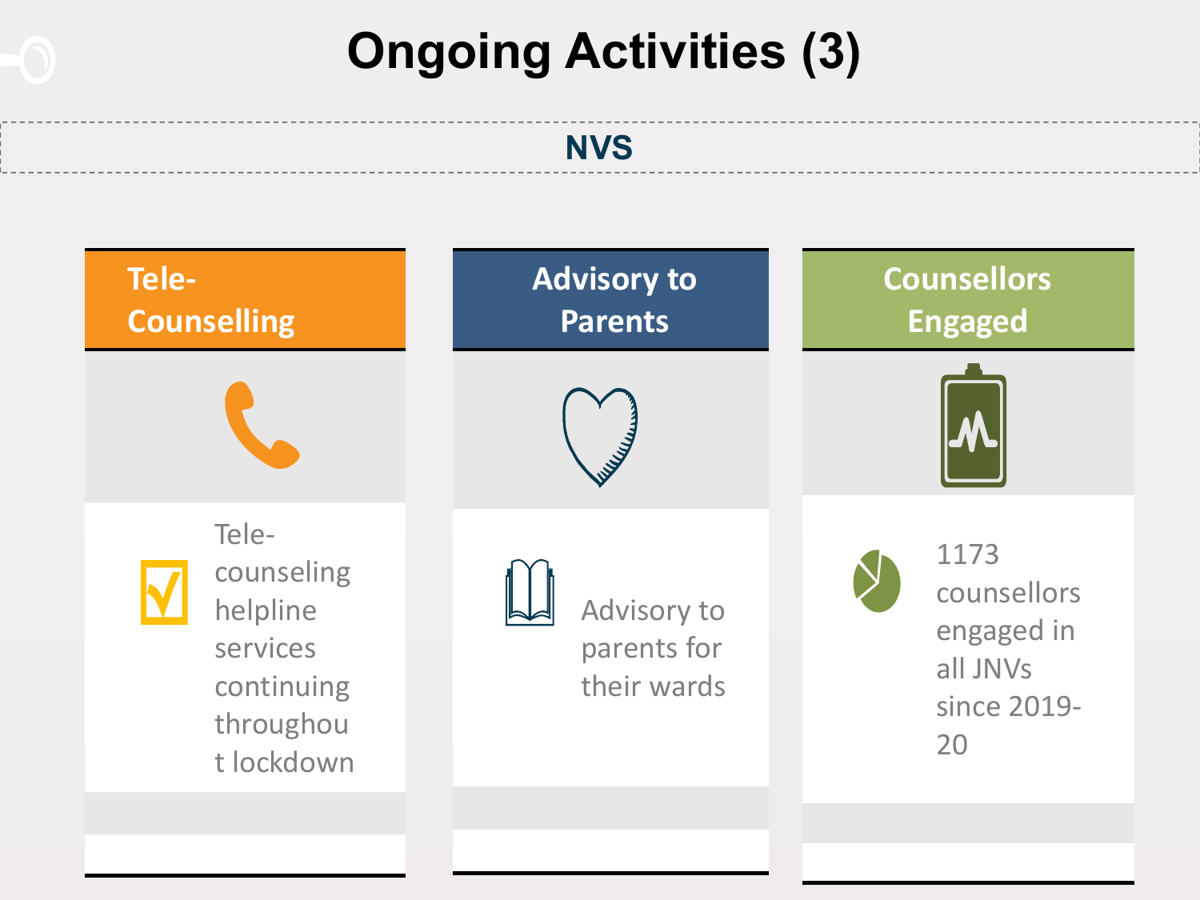# Ongoing Activities (3)

## NVS

### Tele-Counselling

Tele-counseling helpline services continuing throughout lockdown

### Advisory to Parents

Advisory to parents for their wards

### Counsellors Engaged

1173 counsellors engaged in all JNVs since 2019-20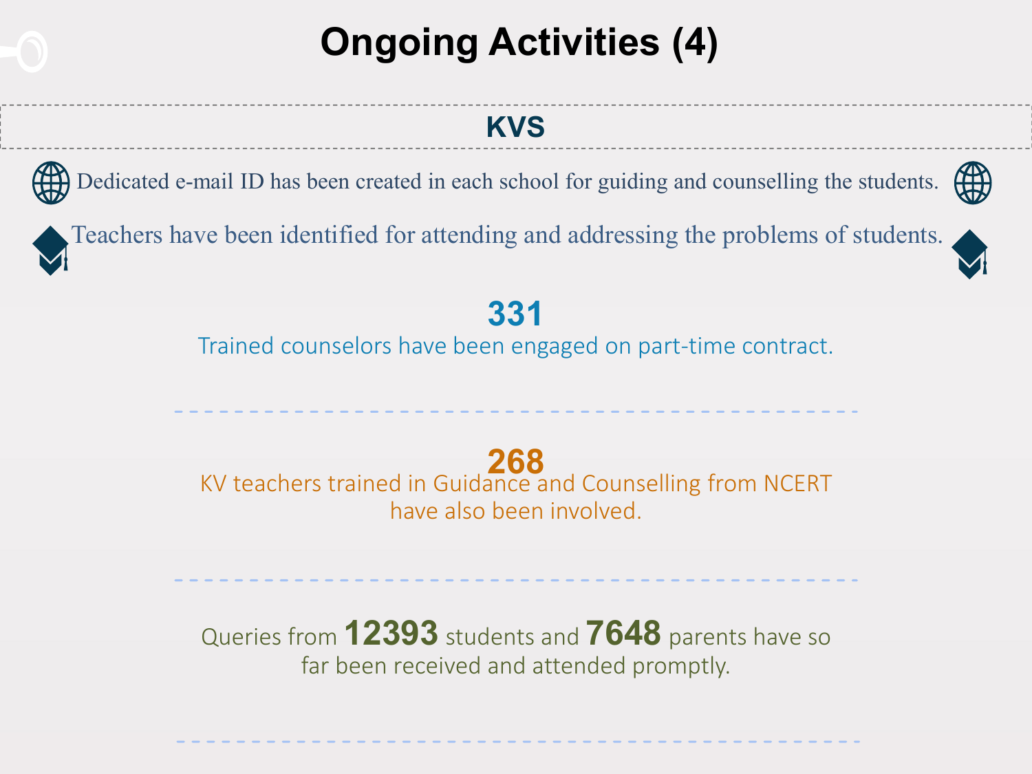# Ongoing Activities (4)

## KVS

- Dedicated e-mail ID has been created in each school for guiding and counselling the students.
- Teachers have been identified for attending and addressing the problems of students.

**331**

Trained counselors have been engaged on part-time contract.

**268**

KV teachers trained in Guidance and Counselling from NCERT have also been involved.

Queries from **12393** students and **7648** parents have so far been received and attended promptly.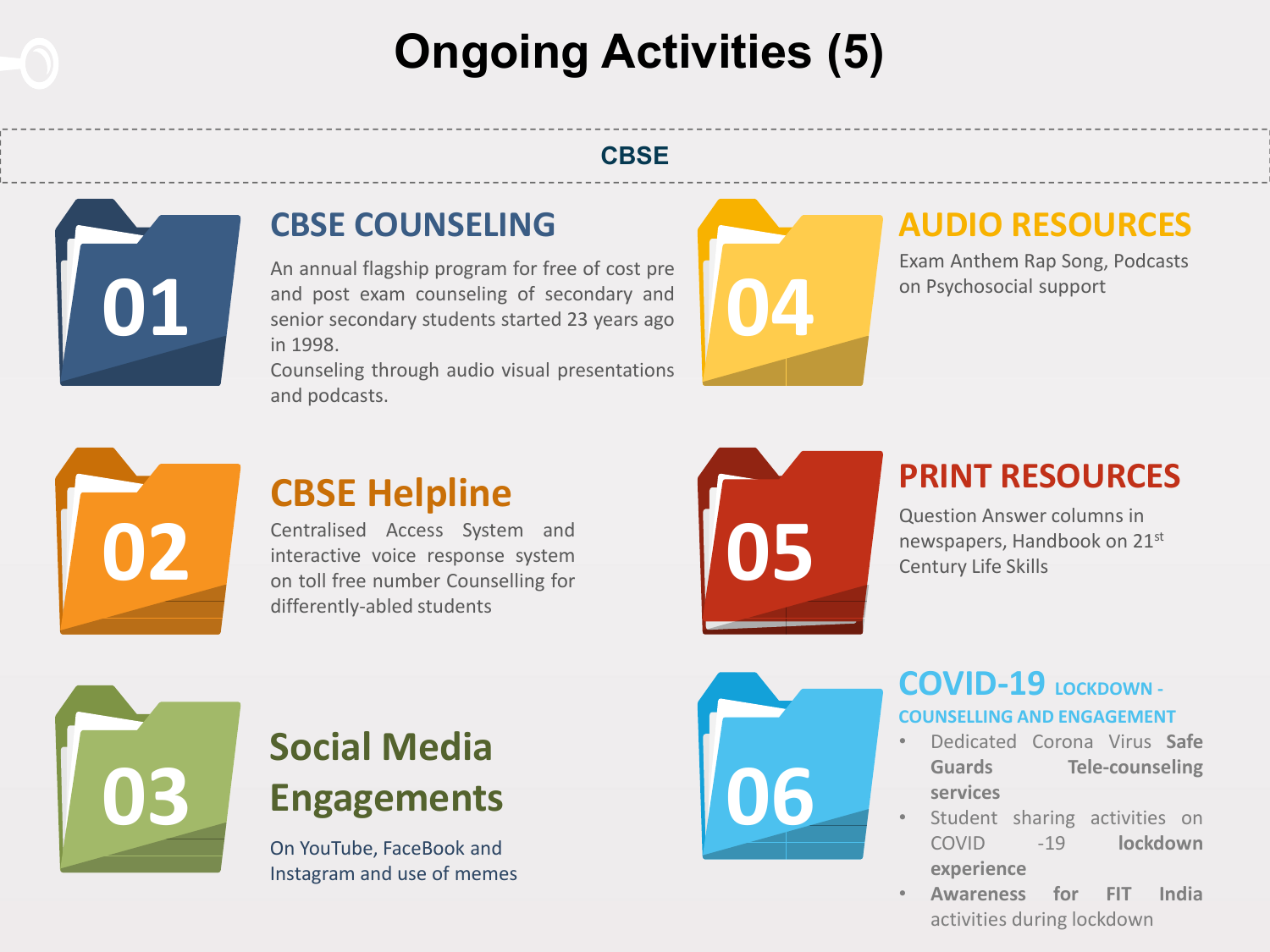# Ongoing Activities (5)

## CBSE

### 01 CBSE COUNSELING

An annual flagship program for free of cost pre and post exam counseling of secondary and senior secondary students started 23 years ago in 1998.

Counseling through audio visual presentations and podcasts.

### 02 CBSE Helpline

Centralised Access System and interactive voice response system on toll free number Counselling for differently-abled students

### 03 Social Media Engagements

On YouTube, FaceBook and Instagram and use of memes

### 04 AUDIO RESOURCES

Exam Anthem Rap Song, Podcasts on Psychosocial support

### 05 PRINT RESOURCES

Question Answer columns in newspapers, Handbook on 21st Century Life Skills

### 06 COVID-19 LOCKDOWN - COUNSELLING AND ENGAGEMENT

- Dedicated Corona Virus **Safe Guards Tele-counseling services**
- Student sharing activities on COVID -19 **lockdown experience**
- **Awareness for FIT India** activities during lockdown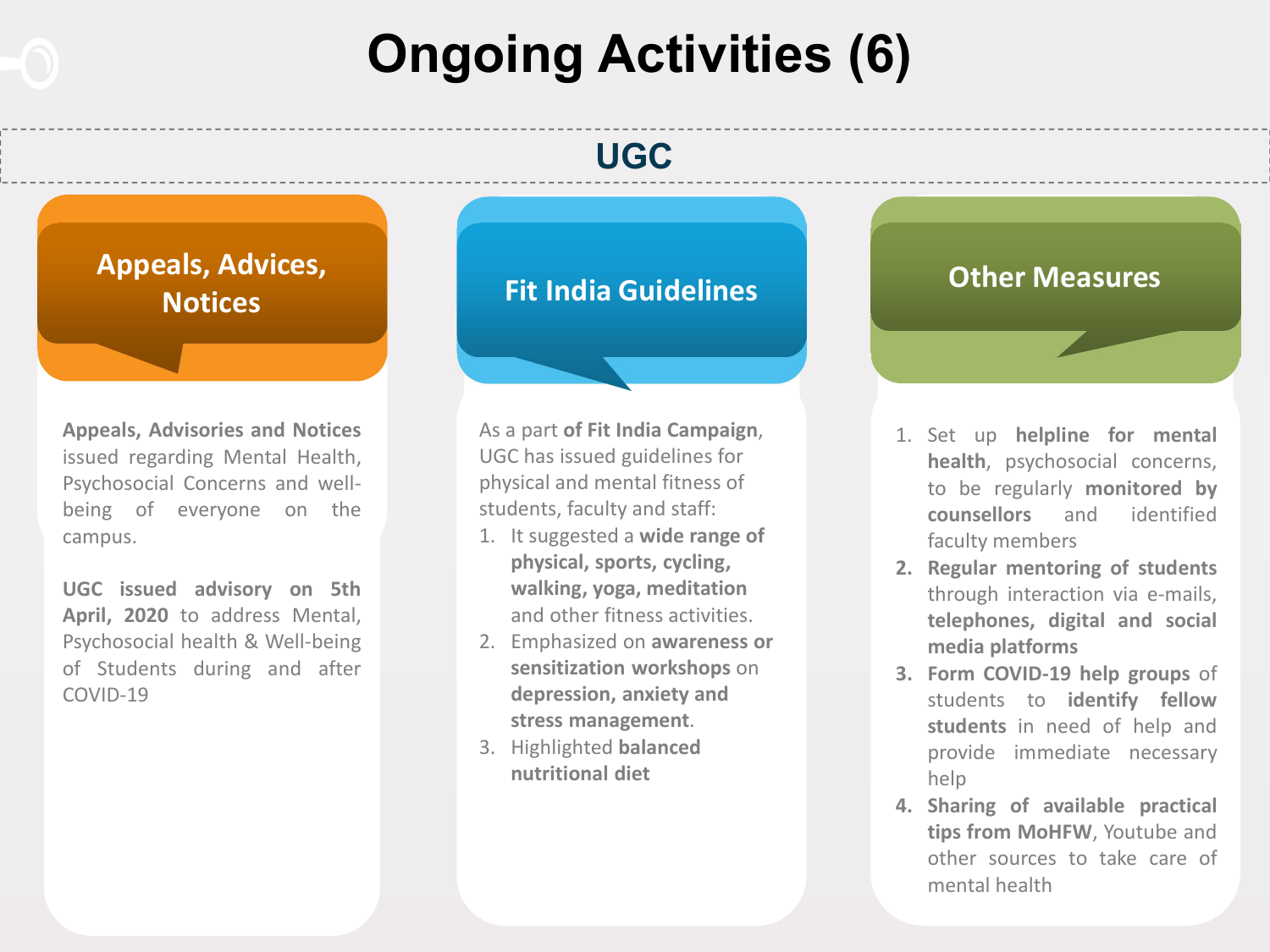# Ongoing Activities (6)

## UGC

### Appeals, Advices, Notices

**Appeals, Advisories and Notices** issued regarding Mental Health, Psychosocial Concerns and well-being of everyone on the campus.

**UGC issued advisory on 5th April, 2020** to address Mental, Psychosocial health & Well-being of Students during and after COVID-19

### Fit India Guidelines

As a part **of Fit India Campaign**, UGC has issued guidelines for physical and mental fitness of students, faculty and staff:

1. It suggested a **wide range of physical, sports, cycling, walking, yoga, meditation** and other fitness activities.
2. Emphasized on **awareness or sensitization workshops** on **depression, anxiety and stress management**.
3. Highlighted **balanced nutritional diet**

### Other Measures

1. Set up **helpline for mental health**, psychosocial concerns, to be regularly **monitored by counsellors** and identified faculty members
2. **Regular mentoring of students** through interaction via e-mails, **telephones, digital and social media platforms**
3. **Form COVID-19 help groups** of students to **identify fellow students** in need of help and provide immediate necessary help
4. **Sharing of available practical tips from MoHFW**, Youtube and other sources to take care of mental health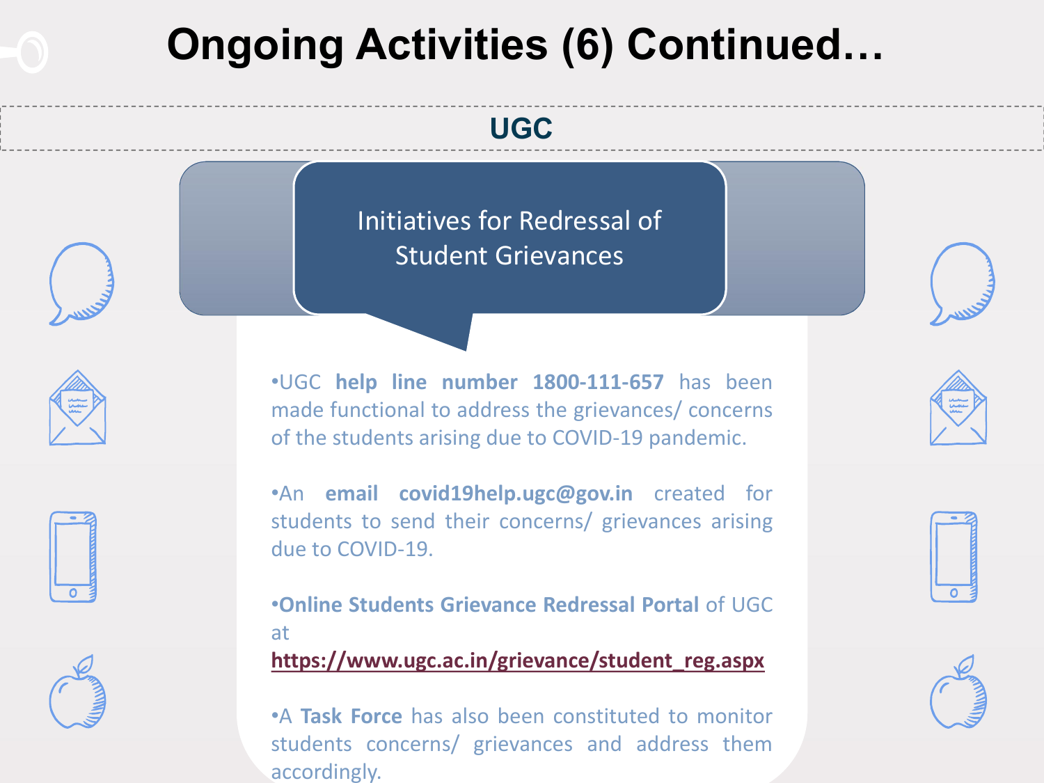# Ongoing Activities (6) Continued…

## UGC

### Initiatives for Redressal of Student Grievances

- UGC **help line number 1800-111-657** has been made functional to address the grievances/ concerns of the students arising due to COVID-19 pandemic.

- An **email covid19help.ugc@gov.in** created for students to send their concerns/ grievances arising due to COVID-19.

- **Online Students Grievance Redressal Portal** of UGC at **https://www.ugc.ac.in/grievance/student_reg.aspx**

- A **Task Force** has also been constituted to monitor students concerns/ grievances and address them accordingly.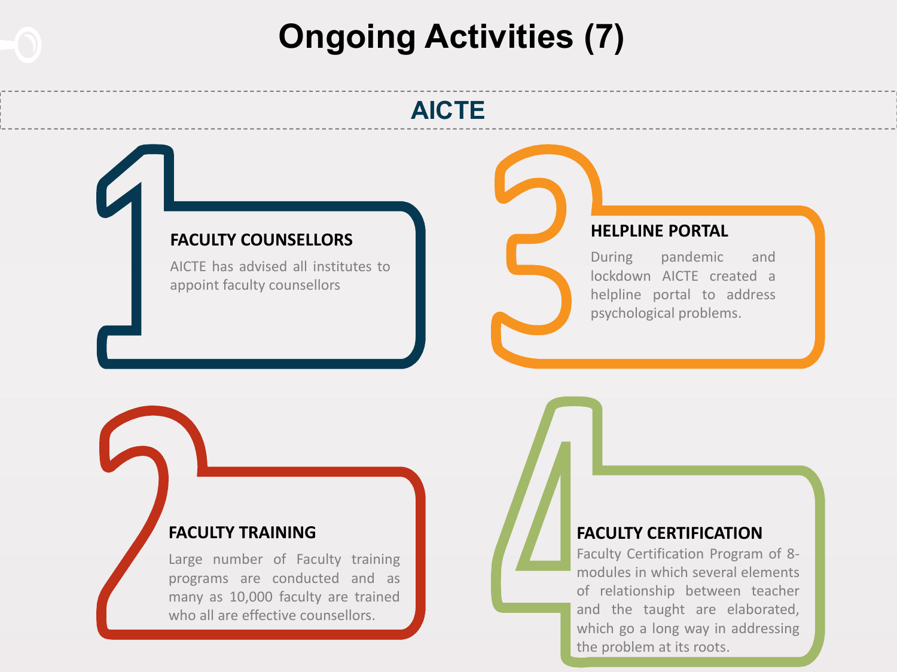# Ongoing Activities (7)

## AICTE

### 1. FACULTY COUNSELLORS

AICTE has advised all institutes to appoint faculty counsellors

### 2. FACULTY TRAINING

Large number of Faculty training programs are conducted and as many as 10,000 faculty are trained who all are effective counsellors.

### 3. HELPLINE PORTAL

During pandemic and lockdown AICTE created a helpline portal to address psychological problems.

### 4. FACULTY CERTIFICATION

Faculty Certification Program of 8-modules in which several elements of relationship between teacher and the taught are elaborated, which go a long way in addressing the problem at its roots.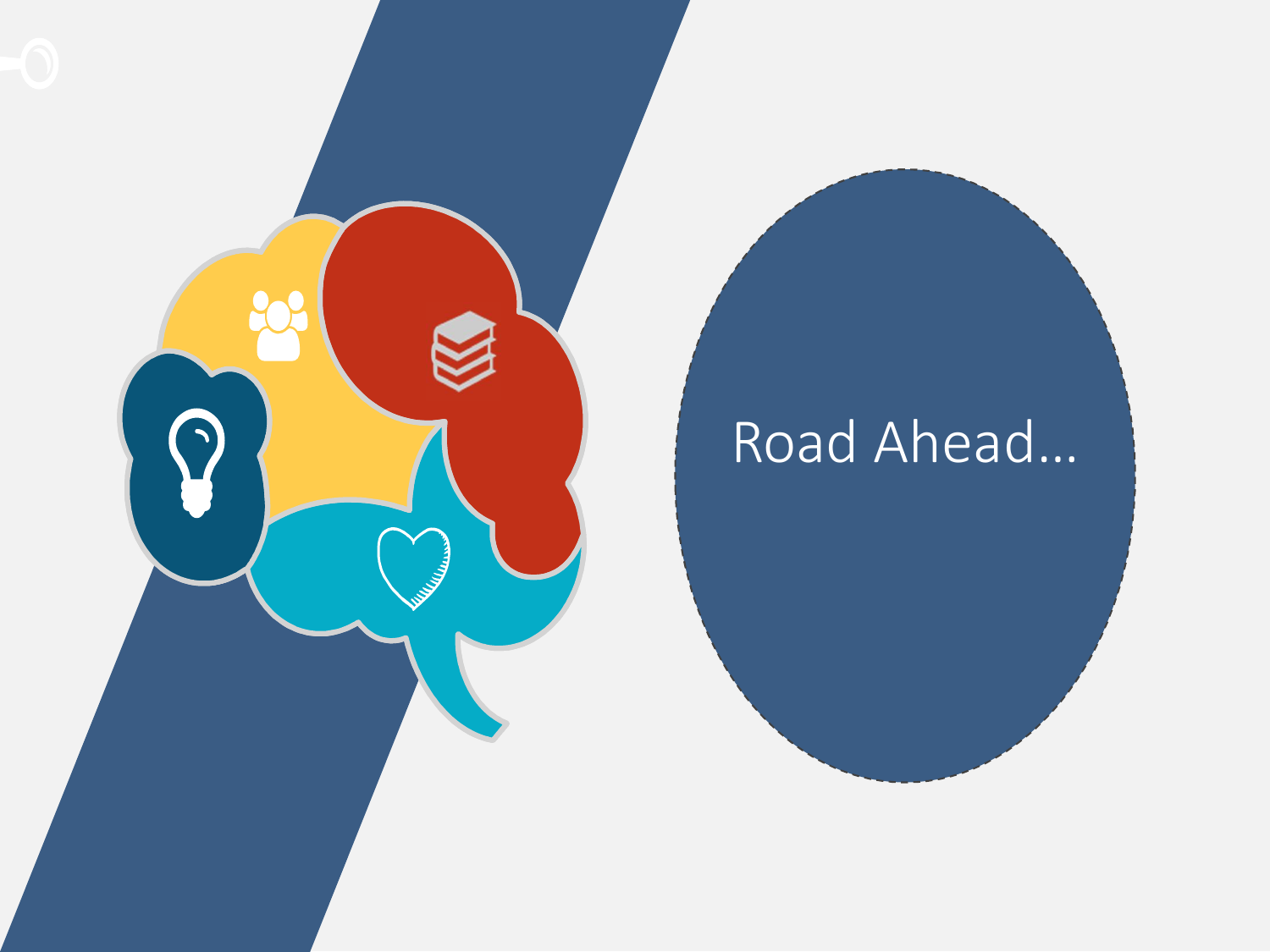# Road Ahead...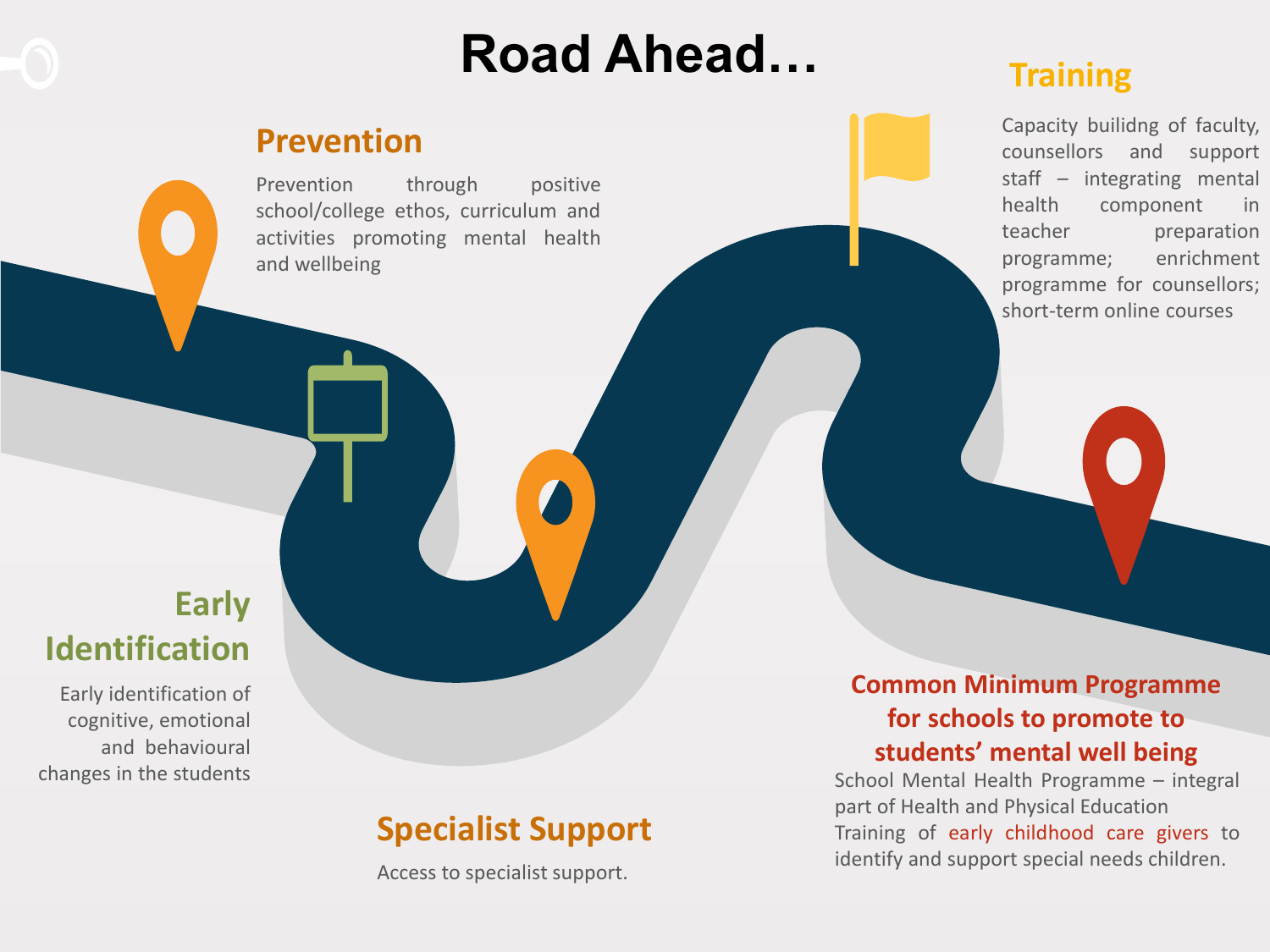# Road Ahead…

## Prevention

Prevention through positive school/college ethos, curriculum and activities promoting mental health and wellbeing

## Early Identification

Early identification of cognitive, emotional and behavioural changes in the students

## Specialist Support

Access to specialist support.

## Training

Capacity builidng of faculty, counsellors and support staff – integrating mental health component in teacher preparation programme; enrichment programme for counsellors; short-term online courses

## Common Minimum Programme for schools to promote to students' mental well being

School Mental Health Programme – integral part of Health and Physical Education

Training of early childhood care givers to identify and support special needs children.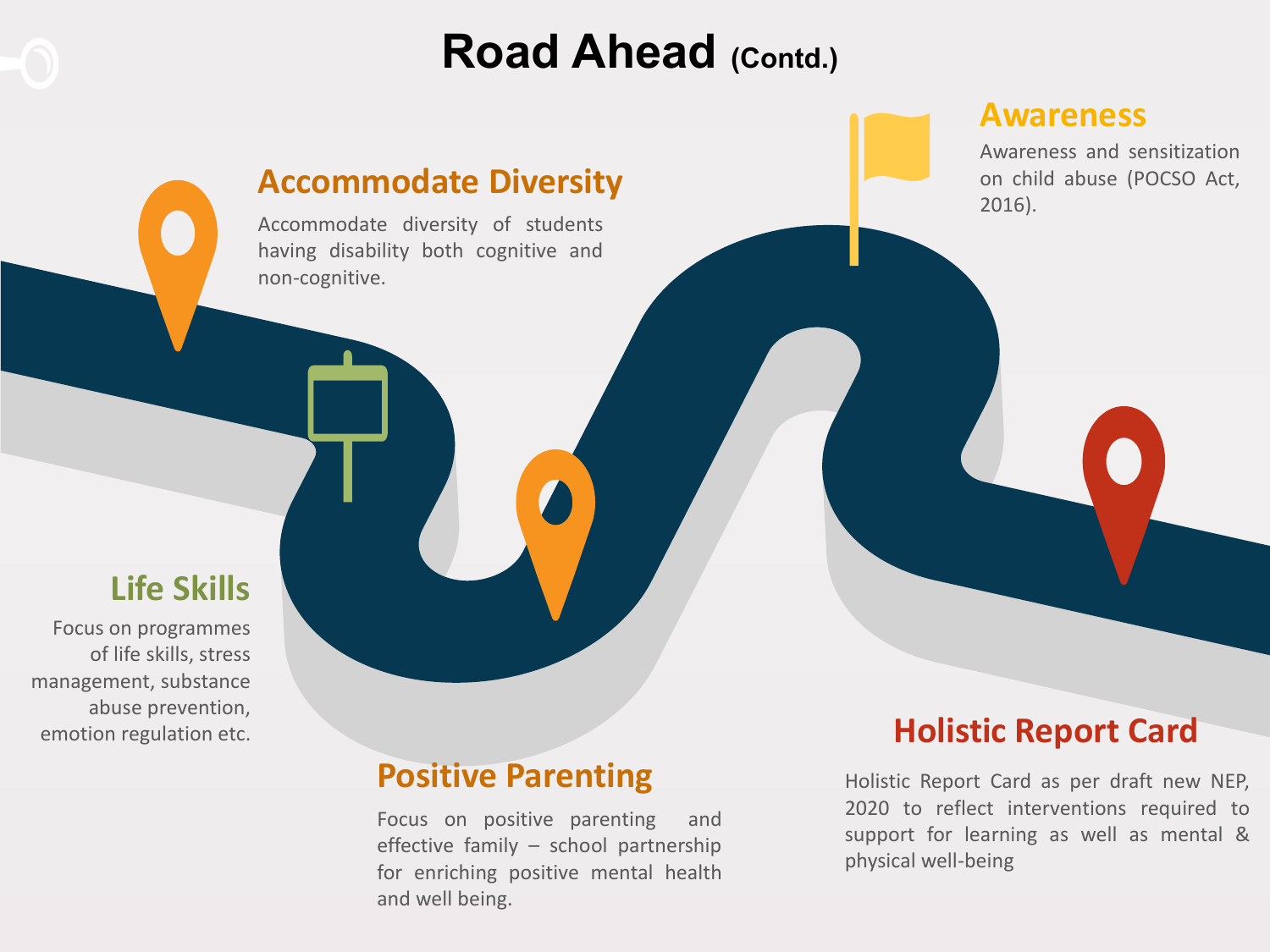# Road Ahead (Contd.)

## Accommodate Diversity

Accommodate diversity of students having disability both cognitive and non-cognitive.

## Awareness

Awareness and sensitization on child abuse (POCSO Act, 2016).

## Life Skills

Focus on programmes of life skills, stress management, substance abuse prevention, emotion regulation etc.

## Positive Parenting

Focus on positive parenting and effective family – school partnership for enriching positive mental health and well being.

## Holistic Report Card

Holistic Report Card as per draft new NEP, 2020 to reflect interventions required to support for learning as well as mental & physical well-being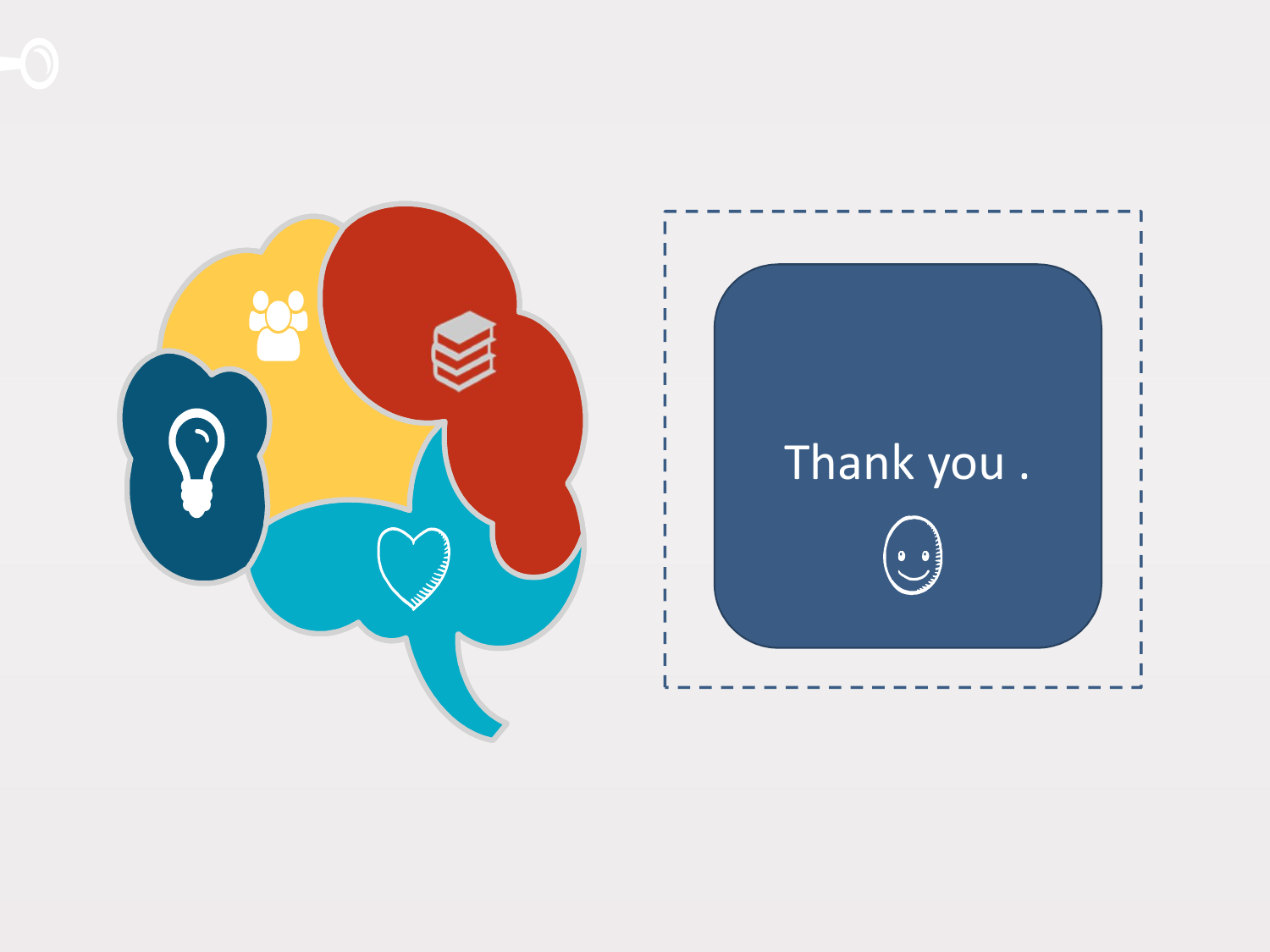Thank you .